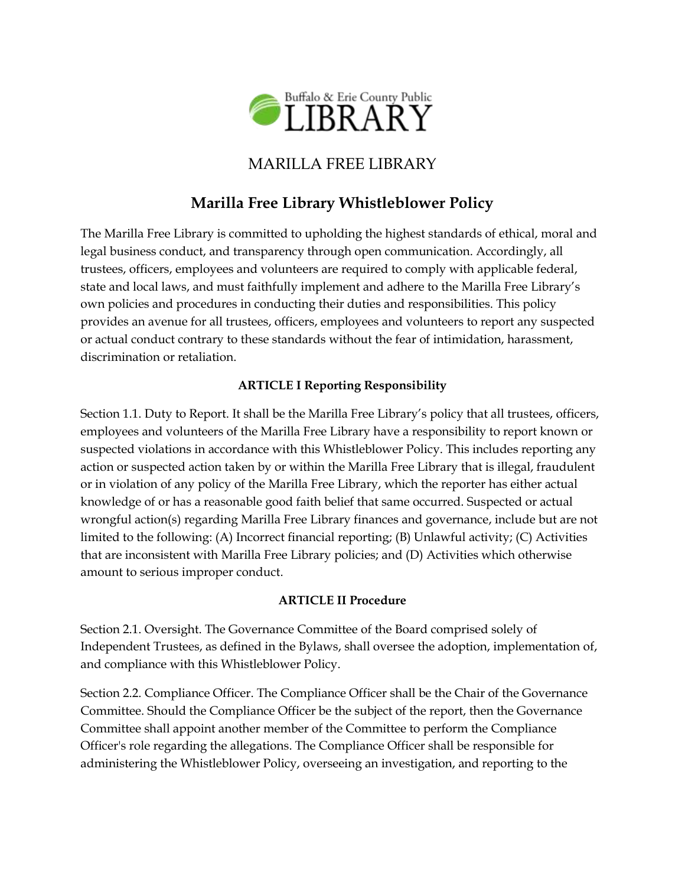Buffalo & Erie County Public LIBRARY

MARILLA FREE LIBRARY

# Marilla Free Library Whistleblower Policy

The Marilla Free Library is committed to upholding the highest standards of ethical, moral and legal business conduct, and transparency through open communication. Accordingly, all trustees, officers, employees and volunteers are required to comply with applicable federal, state and local laws, and must faithfully implement and adhere to the Marilla Free Library's own policies and procedures in conducting their duties and responsibilities. This policy provides an avenue for all trustees, officers, employees and volunteers to report any suspected or actual conduct contrary to these standards without the fear of intimidation, harassment, discrimination or retaliation.

## ARTICLE I Reporting Responsibility

Section 1.1. Duty to Report. It shall be the Marilla Free Library's policy that all trustees, officers, employees and volunteers of the Marilla Free Library have a responsibility to report known or suspected violations in accordance with this Whistleblower Policy. This includes reporting any action or suspected action taken by or within the Marilla Free Library that is illegal, fraudulent or in violation of any policy of the Marilla Free Library, which the reporter has either actual knowledge of or has a reasonable good faith belief that same occurred. Suspected or actual wrongful action(s) regarding Marilla Free Library finances and governance, include but are not limited to the following: (A) Incorrect financial reporting; (B) Unlawful activity; (C) Activities that are inconsistent with Marilla Free Library policies; and (D) Activities which otherwise amount to serious improper conduct.

## ARTICLE II Procedure

Section 2.1. Oversight. The Governance Committee of the Board comprised solely of Independent Trustees, as defined in the Bylaws, shall oversee the adoption, implementation of, and compliance with this Whistleblower Policy.

Section 2.2. Compliance Officer. The Compliance Officer shall be the Chair of the Governance Committee. Should the Compliance Officer be the subject of the report, then the Governance Committee shall appoint another member of the Committee to perform the Compliance Officer's role regarding the allegations. The Compliance Officer shall be responsible for administering the Whistleblower Policy, overseeing an investigation, and reporting to the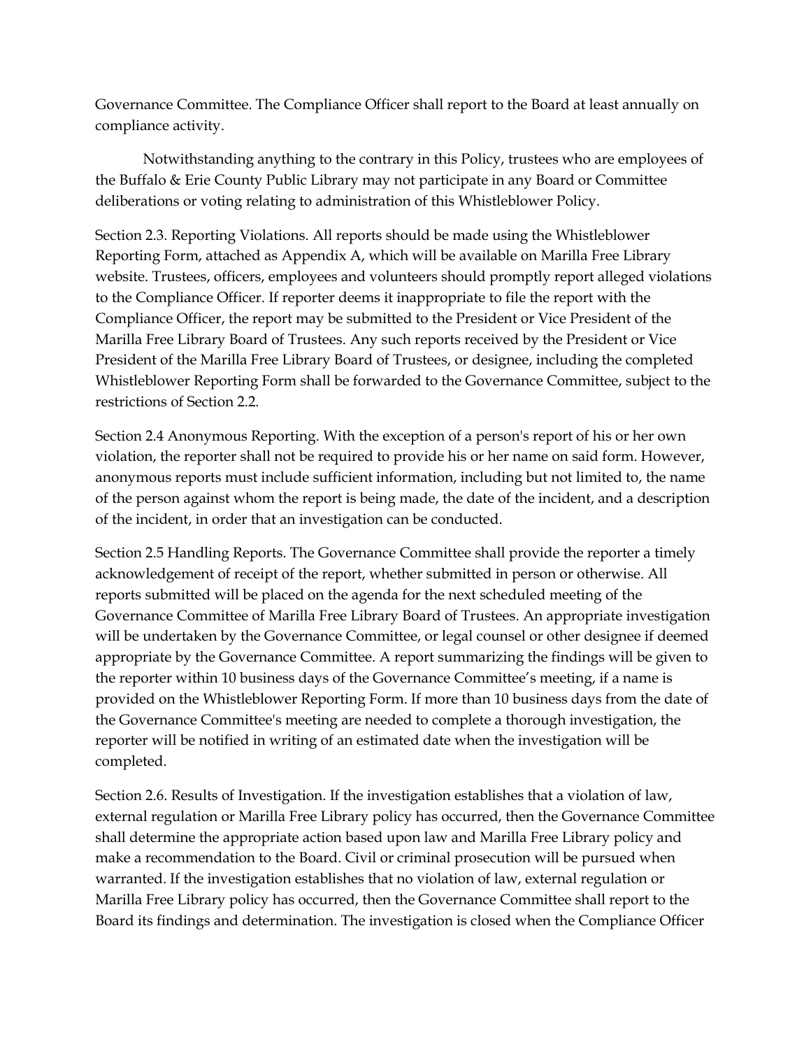Governance Committee. The Compliance Officer shall report to the Board at least annually on compliance activity.

Notwithstanding anything to the contrary in this Policy, trustees who are employees of the Buffalo & Erie County Public Library may not participate in any Board or Committee deliberations or voting relating to administration of this Whistleblower Policy.

Section 2.3. Reporting Violations. All reports should be made using the Whistleblower Reporting Form, attached as Appendix A, which will be available on Marilla Free Library website. Trustees, officers, employees and volunteers should promptly report alleged violations to the Compliance Officer. If reporter deems it inappropriate to file the report with the Compliance Officer, the report may be submitted to the President or Vice President of the Marilla Free Library Board of Trustees. Any such reports received by the President or Vice President of the Marilla Free Library Board of Trustees, or designee, including the completed Whistleblower Reporting Form shall be forwarded to the Governance Committee, subject to the restrictions of Section 2.2.

Section 2.4 Anonymous Reporting. With the exception of a person's report of his or her own violation, the reporter shall not be required to provide his or her name on said form. However, anonymous reports must include sufficient information, including but not limited to, the name of the person against whom the report is being made, the date of the incident, and a description of the incident, in order that an investigation can be conducted.

Section 2.5 Handling Reports. The Governance Committee shall provide the reporter a timely acknowledgement of receipt of the report, whether submitted in person or otherwise. All reports submitted will be placed on the agenda for the next scheduled meeting of the Governance Committee of Marilla Free Library Board of Trustees. An appropriate investigation will be undertaken by the Governance Committee, or legal counsel or other designee if deemed appropriate by the Governance Committee. A report summarizing the findings will be given to the reporter within 10 business days of the Governance Committee's meeting, if a name is provided on the Whistleblower Reporting Form. If more than 10 business days from the date of the Governance Committee's meeting are needed to complete a thorough investigation, the reporter will be notified in writing of an estimated date when the investigation will be completed.

Section 2.6. Results of Investigation. If the investigation establishes that a violation of law, external regulation or Marilla Free Library policy has occurred, then the Governance Committee shall determine the appropriate action based upon law and Marilla Free Library policy and make a recommendation to the Board. Civil or criminal prosecution will be pursued when warranted. If the investigation establishes that no violation of law, external regulation or Marilla Free Library policy has occurred, then the Governance Committee shall report to the Board its findings and determination. The investigation is closed when the Compliance Officer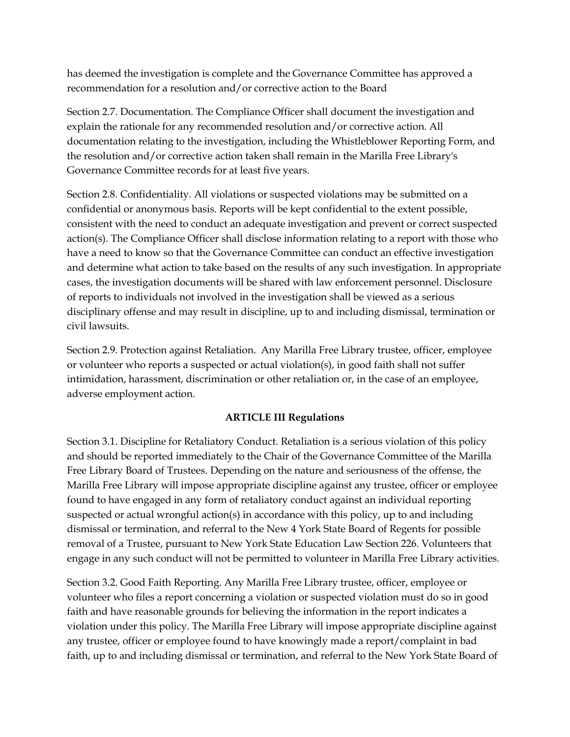has deemed the investigation is complete and the Governance Committee has approved a recommendation for a resolution and/or corrective action to the Board

Section 2.7. Documentation. The Compliance Officer shall document the investigation and explain the rationale for any recommended resolution and/or corrective action. All documentation relating to the investigation, including the Whistleblower Reporting Form, and the resolution and/or corrective action taken shall remain in the Marilla Free Library's Governance Committee records for at least five years.

Section 2.8. Confidentiality. All violations or suspected violations may be submitted on a confidential or anonymous basis. Reports will be kept confidential to the extent possible, consistent with the need to conduct an adequate investigation and prevent or correct suspected action(s). The Compliance Officer shall disclose information relating to a report with those who have a need to know so that the Governance Committee can conduct an effective investigation and determine what action to take based on the results of any such investigation. In appropriate cases, the investigation documents will be shared with law enforcement personnel. Disclosure of reports to individuals not involved in the investigation shall be viewed as a serious disciplinary offense and may result in discipline, up to and including dismissal, termination or civil lawsuits.

Section 2.9. Protection against Retaliation. Any Marilla Free Library trustee, officer, employee or volunteer who reports a suspected or actual violation(s), in good faith shall not suffer intimidation, harassment, discrimination or other retaliation or, in the case of an employee, adverse employment action.

## ARTICLE III Regulations

Section 3.1. Discipline for Retaliatory Conduct. Retaliation is a serious violation of this policy and should be reported immediately to the Chair of the Governance Committee of the Marilla Free Library Board of Trustees. Depending on the nature and seriousness of the offense, the Marilla Free Library will impose appropriate discipline against any trustee, officer or employee found to have engaged in any form of retaliatory conduct against an individual reporting suspected or actual wrongful action(s) in accordance with this policy, up to and including dismissal or termination, and referral to the New 4 York State Board of Regents for possible removal of a Trustee, pursuant to New York State Education Law Section 226. Volunteers that engage in any such conduct will not be permitted to volunteer in Marilla Free Library activities.

Section 3.2. Good Faith Reporting. Any Marilla Free Library trustee, officer, employee or volunteer who files a report concerning a violation or suspected violation must do so in good faith and have reasonable grounds for believing the information in the report indicates a violation under this policy. The Marilla Free Library will impose appropriate discipline against any trustee, officer or employee found to have knowingly made a report/complaint in bad faith, up to and including dismissal or termination, and referral to the New York State Board of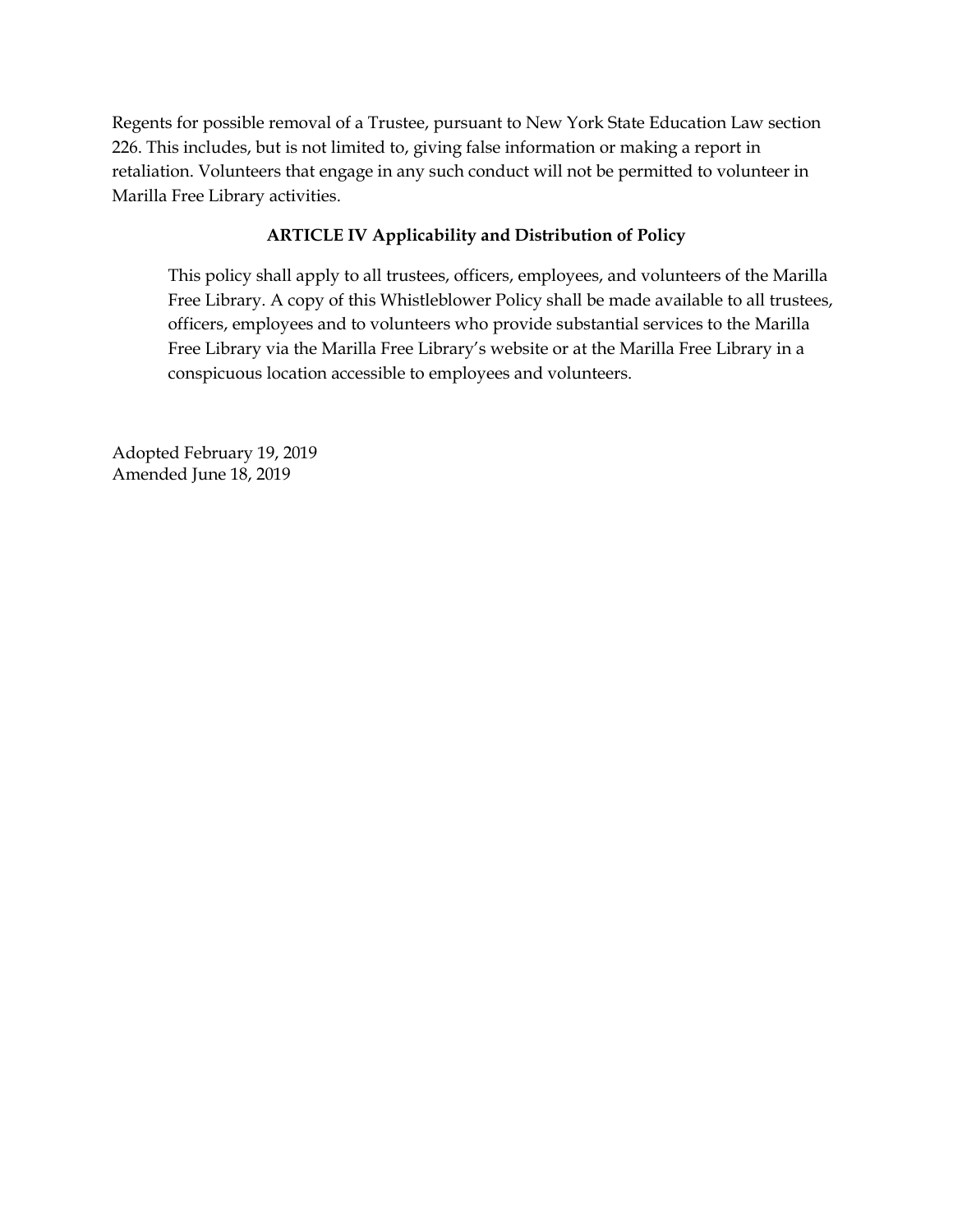Regents for possible removal of a Trustee, pursuant to New York State Education Law section 226. This includes, but is not limited to, giving false information or making a report in retaliation. Volunteers that engage in any such conduct will not be permitted to volunteer in Marilla Free Library activities.

### ARTICLE IV Applicability and Distribution of Policy

This policy shall apply to all trustees, officers, employees, and volunteers of the Marilla Free Library. A copy of this Whistleblower Policy shall be made available to all trustees, officers, employees and to volunteers who provide substantial services to the Marilla Free Library via the Marilla Free Library's website or at the Marilla Free Library in a conspicuous location accessible to employees and volunteers.

Adopted February 19, 2019
Amended June 18, 2019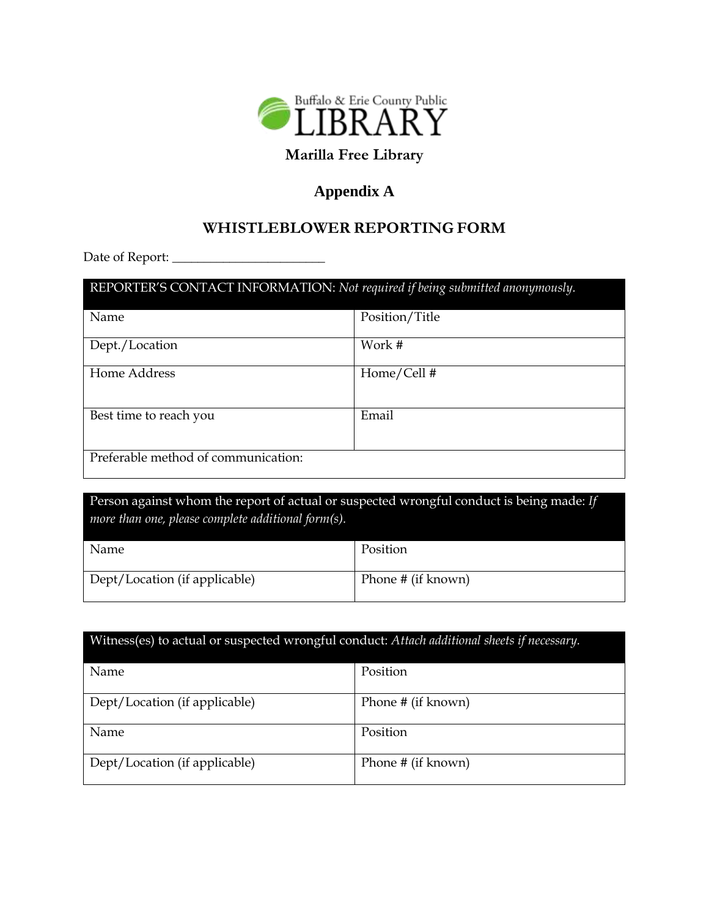Buffalo & Erie County Public

LIBRARY

**Marilla Free Library**

# Appendix A

## WHISTLEBLOWER REPORTING FORM

Date of Report: ______________________

| REPORTER'S CONTACT INFORMATION: *Not required if being submitted anonymously.* | |
|---|---|
| Name | Position/Title |
| Dept./Location | Work # |
| Home Address | Home/Cell # |
| Best time to reach you | Email |
| Preferable method of communication: | |

| Person against whom the report of actual or suspected wrongful conduct is being made: *If more than one, please complete additional form(s).* | |
|---|---|
| Name | Position |
| Dept/Location (if applicable) | Phone # (if known) |

| Witness(es) to actual or suspected wrongful conduct: *Attach additional sheets if necessary.* | |
|---|---|
| Name | Position |
| Dept/Location (if applicable) | Phone # (if known) |
| Name | Position |
| Dept/Location (if applicable) | Phone # (if known) |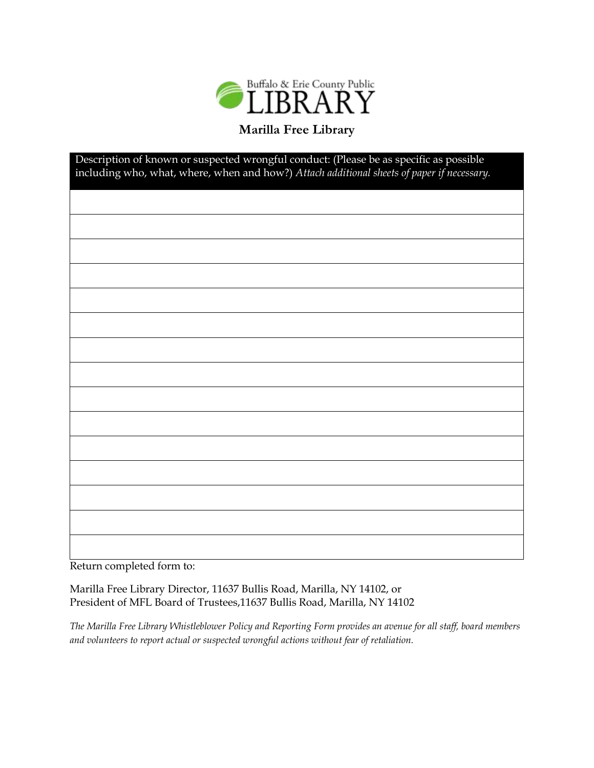Buffalo & Erie County Public

LIBRARY

**Marilla Free Library**

| Description of known or suspected wrongful conduct: (Please be as specific as possible including who, what, where, when and how?) *Attach additional sheets of paper if necessary.* |
|---|
| |
| |
| |
| |
| |
| |
| |
| |
| |
| |
| |
| |
| |
| |
| |

Return completed form to:

Marilla Free Library Director, 11637 Bullis Road, Marilla, NY 14102, or
President of MFL Board of Trustees,11637 Bullis Road, Marilla, NY 14102

*The Marilla Free Library Whistleblower Policy and Reporting Form provides an avenue for all staff, board members and volunteers to report actual or suspected wrongful actions without fear of retaliation.*